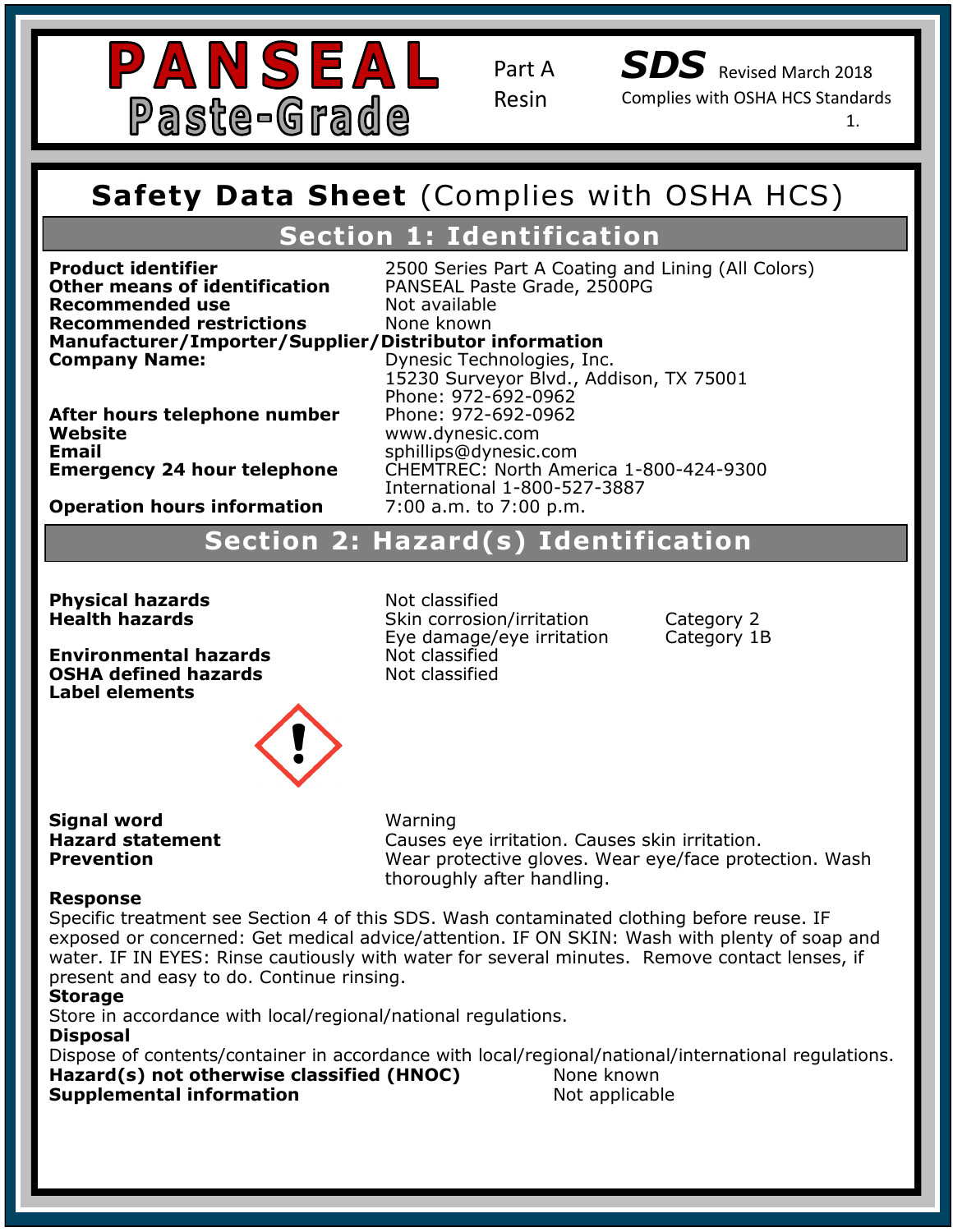# PANSEAL Paste-Grade

Part A Resin

**SDS** Revised March 2018
Complies with OSHA HCS Standards

## Safety Data Sheet (Complies with OSHA HCS)

## Section 1: Identification

| | |
|---|---|
| **Product identifier** | 2500 Series Part A Coating and Lining (All Colors) |
| **Other means of identification** | PANSEAL Paste Grade, 2500PG |
| **Recommended use** | Not available |
| **Recommended restrictions** | None known |

**Manufacturer/Importer/Supplier/Distributor information**

| | |
|---|---|
| **Company Name:** | Dynesic Technologies, Inc.<br>15230 Surveyor Blvd., Addison, TX 75001<br>Phone: 972-692-0962 |
| **After hours telephone number** | Phone: 972-692-0962 |
| **Website** | www.dynesic.com |
| **Email** | sphillips@dynesic.com |
| **Emergency 24 hour telephone** | CHEMTREC: North America 1-800-424-9300<br>International 1-800-527-3887 |
| **Operation hours information** | 7:00 a.m. to 7:00 p.m. |

## Section 2: Hazard(s) Identification

| | | |
|---|---|---|
| **Physical hazards** | Not classified | |
| **Health hazards** | Skin corrosion/irritation | Category 2 |
| | Eye damage/eye irritation | Category 1B |
| **Environmental hazards** | Not classified | |
| **OSHA defined hazards** | Not classified | |

**Label elements**

| | |
|---|---|
| **Signal word** | Warning |
| **Hazard statement** | Causes eye irritation. Causes skin irritation. |
| **Prevention** | Wear protective gloves. Wear eye/face protection. Wash thoroughly after handling. |

**Response**
Specific treatment see Section 4 of this SDS. Wash contaminated clothing before reuse. IF exposed or concerned: Get medical advice/attention. IF ON SKIN: Wash with plenty of soap and water. IF IN EYES: Rinse cautiously with water for several minutes. Remove contact lenses, if present and easy to do. Continue rinsing.

**Storage**
Store in accordance with local/regional/national regulations.

**Disposal**
Dispose of contents/container in accordance with local/regional/national/international regulations.

| | |
|---|---|
| **Hazard(s) not otherwise classified (HNOC)** | None known |
| **Supplemental information** | Not applicable |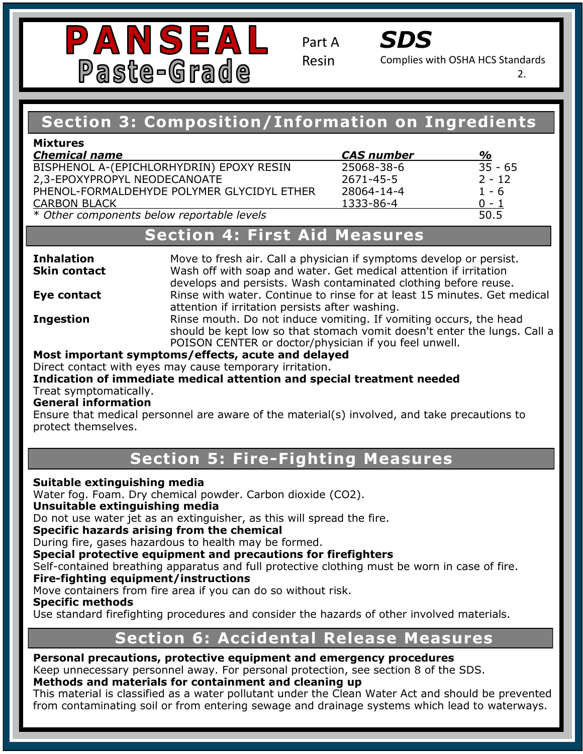# PANSEAL Paste-Grade

Part A Resin

**SDS** Complies with OSHA HCS Standards

## Section 3: Composition/Information on Ingredients

**Mixtures**

| *Chemical name* | *CAS number* | *%* |
|---|---|---|
| BISPHENOL A-(EPICHLORHYDRIN) EPOXY RESIN | 25068-38-6 | 35 - 65 |
| 2,3-EPOXYPROPYL NEODECANOATE | 2671-45-5 | 2 - 12 |
| PHENOL-FORMALDEHYDE POLYMER GLYCIDYL ETHER | 28064-14-4 | 1 - 6 |
| CARBON BLACK | 1333-86-4 | 0 - 1 |
| *\* Other components below reportable levels* | | 50.5 |

## Section 4: First Aid Measures

**Inhalation** Move to fresh air. Call a physician if symptoms develop or persist.

**Skin contact** Wash off with soap and water. Get medical attention if irritation develops and persists. Wash contaminated clothing before reuse.

**Eye contact** Rinse with water. Continue to rinse for at least 15 minutes. Get medical attention if irritation persists after washing.

**Ingestion** Rinse mouth. Do not induce vomiting. If vomiting occurs, the head should be kept low so that stomach vomit doesn't enter the lungs. Call a POISON CENTER or doctor/physician if you feel unwell.

**Most important symptoms/effects, acute and delayed**
Direct contact with eyes may cause temporary irritation.

**Indication of immediate medical attention and special treatment needed**
Treat symptomatically.

**General information**
Ensure that medical personnel are aware of the material(s) involved, and take precautions to protect themselves.

## Section 5: Fire-Fighting Measures

**Suitable extinguishing media**
Water fog. Foam. Dry chemical powder. Carbon dioxide ($CO_2$).

**Unsuitable extinguishing media**
Do not use water jet as an extinguisher, as this will spread the fire.

**Specific hazards arising from the chemical**
During fire, gases hazardous to health may be formed.

**Special protective equipment and precautions for firefighters**
Self-contained breathing apparatus and full protective clothing must be worn in case of fire.

**Fire-fighting equipment/instructions**
Move containers from fire area if you can do so without risk.

**Specific methods**
Use standard firefighting procedures and consider the hazards of other involved materials.

## Section 6: Accidental Release Measures

**Personal precautions, protective equipment and emergency procedures**
Keep unnecessary personnel away. For personal protection, see section 8 of the SDS.

**Methods and materials for containment and cleaning up**
This material is classified as a water pollutant under the Clean Water Act and should be prevented from contaminating soil or from entering sewage and drainage systems which lead to waterways.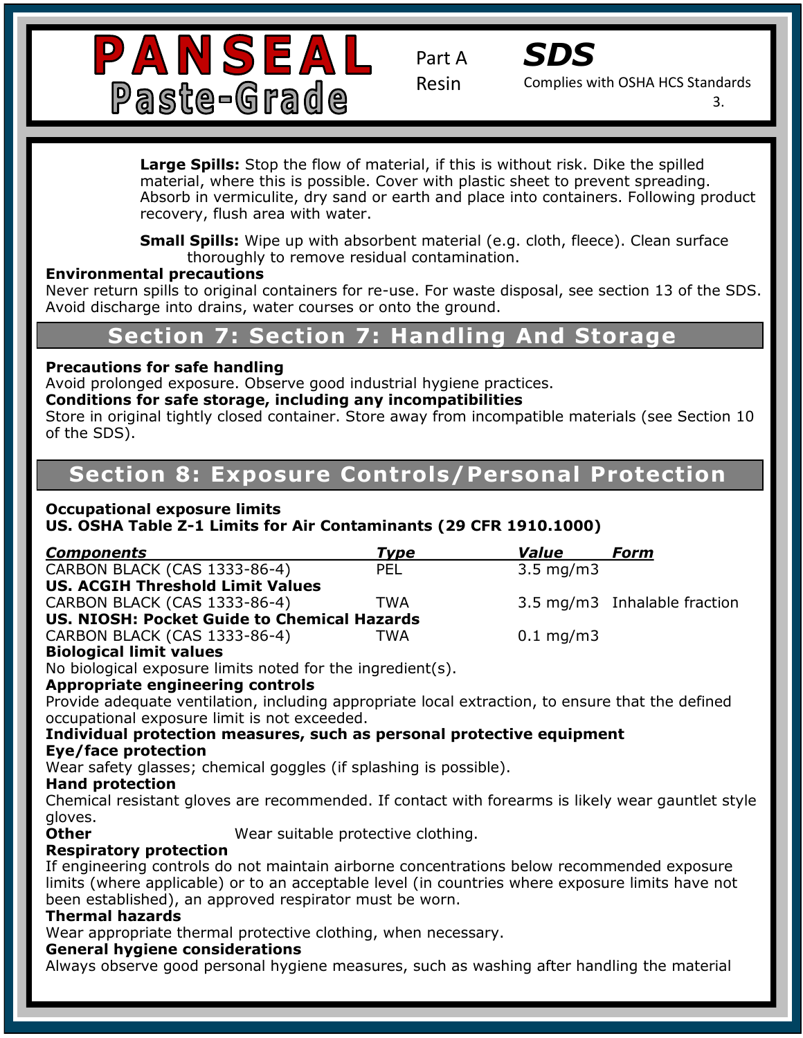**Large Spills:** Stop the flow of material, if this is without risk. Dike the spilled material, where this is possible. Cover with plastic sheet to prevent spreading. Absorb in vermiculite, dry sand or earth and place into containers. Following product recovery, flush area with water.

**Small Spills:** Wipe up with absorbent material (e.g. cloth, fleece). Clean surface thoroughly to remove residual contamination.

**Environmental precautions**

Never return spills to original containers for re-use. For waste disposal, see section 13 of the SDS. Avoid discharge into drains, water courses or onto the ground.

## Section 7: Section 7: Handling And Storage

**Precautions for safe handling**

Avoid prolonged exposure. Observe good industrial hygiene practices.

**Conditions for safe storage, including any incompatibilities**

Store in original tightly closed container. Store away from incompatible materials (see Section 10 of the SDS).

## Section 8: Exposure Controls/Personal Protection

**Occupational exposure limits**

**US. OSHA Table Z-1 Limits for Air Contaminants (29 CFR 1910.1000)**

| ***Components*** | ***Type*** | ***Value*** | ***Form*** |
|---|---|---|---|
| CARBON BLACK (CAS 1333-86-4) | PEL | 3.5 mg/m3 | |
| **US. ACGIH Threshold Limit Values** | | | |
| CARBON BLACK (CAS 1333-86-4) | TWA | 3.5 mg/m3 | Inhalable fraction |
| **US. NIOSH: Pocket Guide to Chemical Hazards** | | | |
| CARBON BLACK (CAS 1333-86-4) | TWA | 0.1 mg/m3 | |

**Biological limit values**

No biological exposure limits noted for the ingredient(s).

**Appropriate engineering controls**

Provide adequate ventilation, including appropriate local extraction, to ensure that the defined occupational exposure limit is not exceeded.

**Individual protection measures, such as personal protective equipment**

**Eye/face protection**

Wear safety glasses; chemical goggles (if splashing is possible).

**Hand protection**

Chemical resistant gloves are recommended. If contact with forearms is likely wear gauntlet style gloves.

**Other** Wear suitable protective clothing.

**Respiratory protection**

If engineering controls do not maintain airborne concentrations below recommended exposure limits (where applicable) or to an acceptable level (in countries where exposure limits have not been established), an approved respirator must be worn.

**Thermal hazards**

Wear appropriate thermal protective clothing, when necessary.

**General hygiene considerations**

Always observe good personal hygiene measures, such as washing after handling the material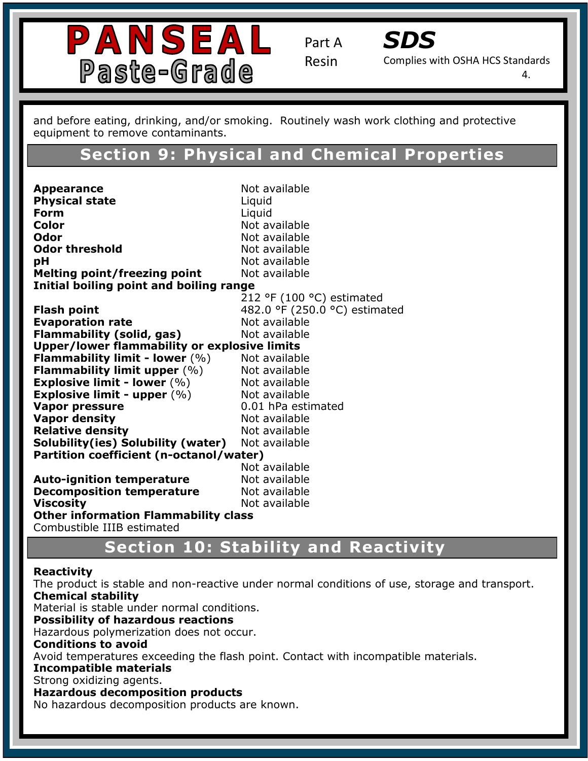and before eating, drinking, and/or smoking. Routinely wash work clothing and protective equipment to remove contaminants.

## Section 9: Physical and Chemical Properties

| | |
|---|---|
| **Appearance** | Not available |
| **Physical state** | Liquid |
| **Form** | Liquid |
| **Color** | Not available |
| **Odor** | Not available |
| **Odor threshold** | Not available |
| **pH** | Not available |
| **Melting point/freezing point** | Not available |
| **Initial boiling point and boiling range** | 212 °F (100 °C) estimated |
| **Flash point** | 482.0 °F (250.0 °C) estimated |
| **Evaporation rate** | Not available |
| **Flammability (solid, gas)** | Not available |
| **Upper/lower flammability or explosive limits** | |
| **Flammability limit - lower** (%) | Not available |
| **Flammability limit upper** (%) | Not available |
| **Explosive limit - lower** (%) | Not available |
| **Explosive limit - upper** (%) | Not available |
| **Vapor pressure** | 0.01 hPa estimated |
| **Vapor density** | Not available |
| **Relative density** | Not available |
| **Solubility(ies) Solubility (water)** | Not available |
| **Partition coefficient (n-octanol/water)** | Not available |
| **Auto-ignition temperature** | Not available |
| **Decomposition temperature** | Not available |
| **Viscosity** | Not available |

**Other information Flammability class**
Combustible IIIB estimated

## Section 10: Stability and Reactivity

**Reactivity**
The product is stable and non-reactive under normal conditions of use, storage and transport.

**Chemical stability**
Material is stable under normal conditions.

**Possibility of hazardous reactions**
Hazardous polymerization does not occur.

**Conditions to avoid**
Avoid temperatures exceeding the flash point. Contact with incompatible materials.

**Incompatible materials**
Strong oxidizing agents.

**Hazardous decomposition products**
No hazardous decomposition products are known.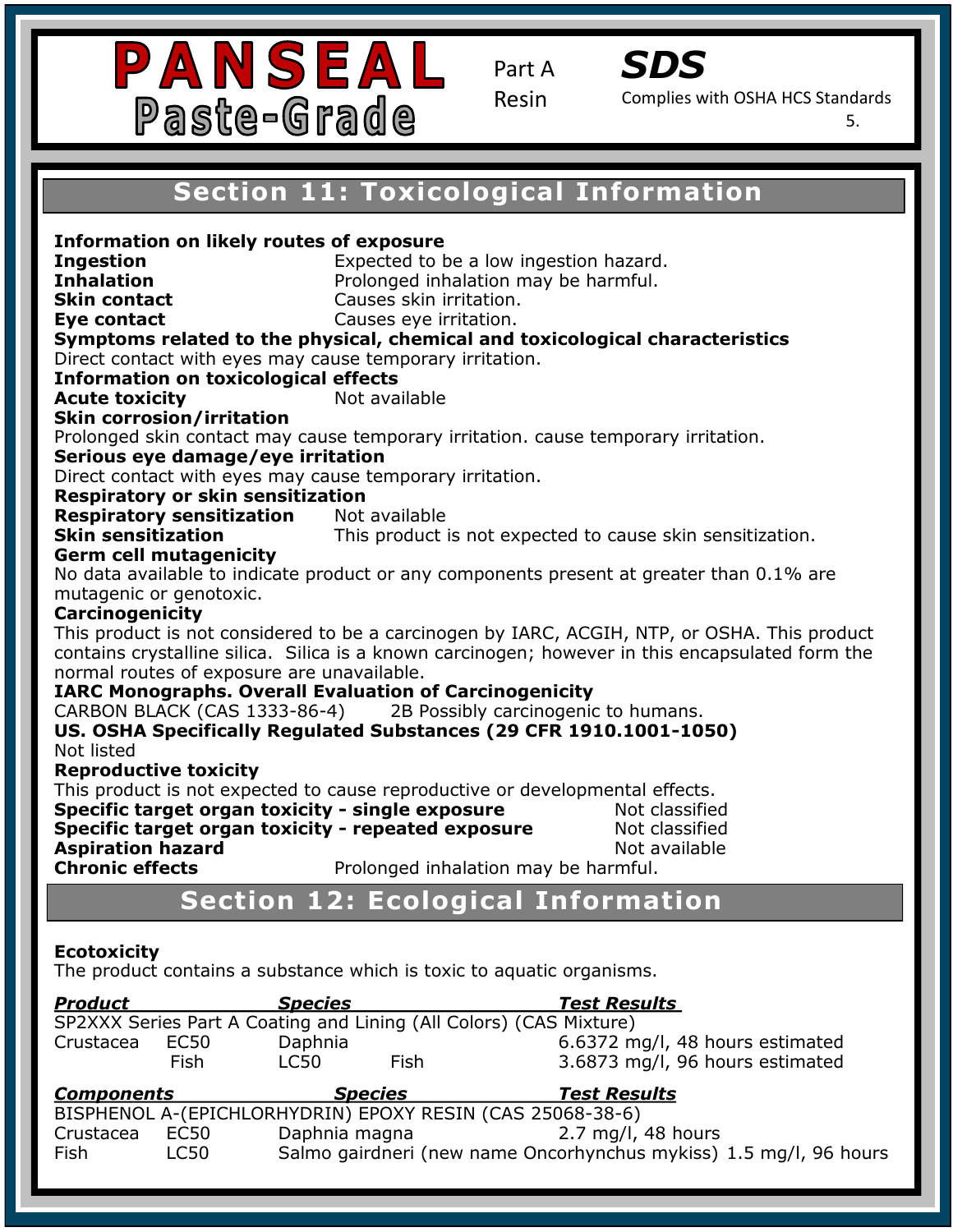# PANSEAL Paste-Grade

Part A Resin

***SDS***

Complies with OSHA HCS Standards

## Section 11: Toxicological Information

**Information on likely routes of exposure**

**Ingestion** Expected to be a low ingestion hazard.

**Inhalation** Prolonged inhalation may be harmful.

**Skin contact** Causes skin irritation.

**Eye contact** Causes eye irritation.

**Symptoms related to the physical, chemical and toxicological characteristics**

Direct contact with eyes may cause temporary irritation.

**Information on toxicological effects**

**Acute toxicity** Not available

**Skin corrosion/irritation**

Prolonged skin contact may cause temporary irritation. cause temporary irritation.

**Serious eye damage/eye irritation**

Direct contact with eyes may cause temporary irritation.

**Respiratory or skin sensitization**

**Respiratory sensitization** Not available

**Skin sensitization** This product is not expected to cause skin sensitization.

**Germ cell mutagenicity**

No data available to indicate product or any components present at greater than 0.1% are mutagenic or genotoxic.

**Carcinogenicity**

This product is not considered to be a carcinogen by IARC, ACGIH, NTP, or OSHA. This product contains crystalline silica. Silica is a known carcinogen; however in this encapsulated form the normal routes of exposure are unavailable.

**IARC Monographs. Overall Evaluation of Carcinogenicity**

CARBON BLACK (CAS 1333-86-4) 2B Possibly carcinogenic to humans.

**US. OSHA Specifically Regulated Substances (29 CFR 1910.1001-1050)**

Not listed

**Reproductive toxicity**

This product is not expected to cause reproductive or developmental effects.

**Specific target organ toxicity - single exposure** Not classified

**Specific target organ toxicity - repeated exposure** Not classified

**Aspiration hazard** Not available

**Chronic effects** Prolonged inhalation may be harmful.

## Section 12: Ecological Information

**Ecotoxicity**

The product contains a substance which is toxic to aquatic organisms.

| ***Product*** | | ***Species*** | ***Test Results*** |
|---|---|---|---|
| SP2XXX Series Part A Coating and Lining (All Colors) (CAS Mixture) | | | |
| Crustacea | EC50 | Daphnia | 6.6372 mg/l, 48 hours estimated |
| Fish | LC50 | Fish | 3.6873 mg/l, 96 hours estimated |

| ***Components*** | | ***Species*** | ***Test Results*** |
|---|---|---|---|
| BISPHENOL A-(EPICHLORHYDRIN) EPOXY RESIN (CAS 25068-38-6) | | | |
| Crustacea | EC50 | Daphnia magna | 2.7 mg/l, 48 hours |
| Fish | LC50 | Salmo gairdneri (new name Oncorhynchus mykiss) | 1.5 mg/l, 96 hours |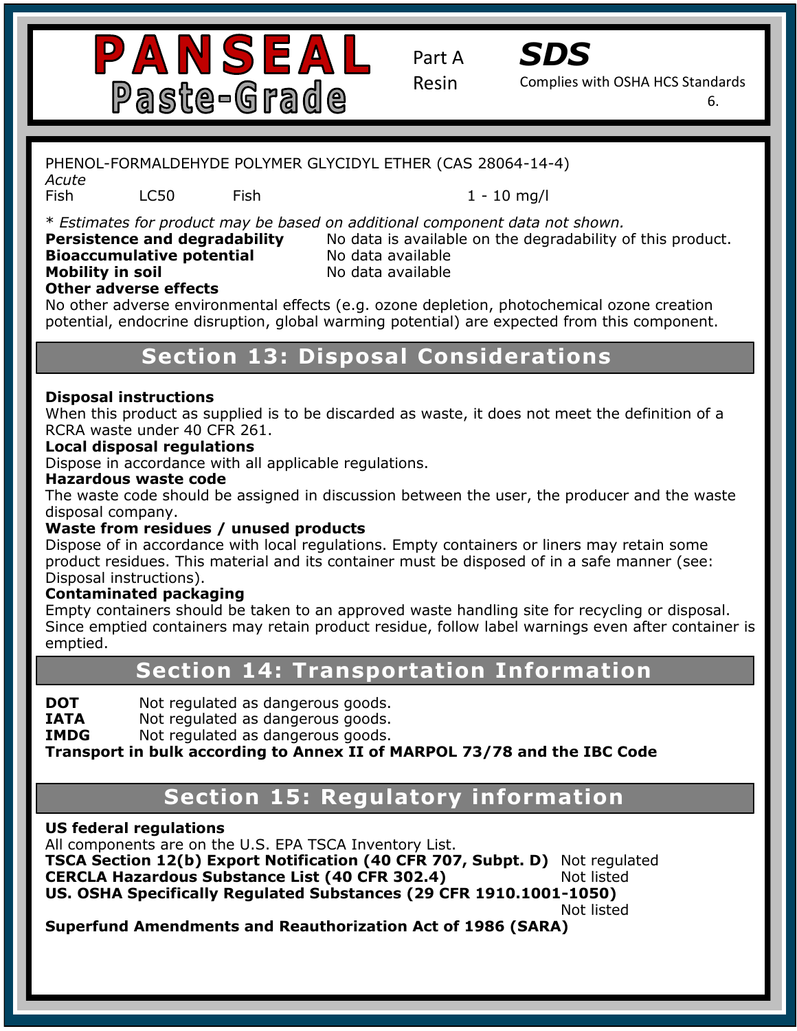PHENOL-FORMALDEHYDE POLYMER GLYCIDYL ETHER (CAS 28064-14-4)

*Acute*

| | | | |
|---|---|---|---|
| Fish | LC50 | Fish | 1 - 10 mg/l |

\* *Estimates for product may be based on additional component data not shown.*

**Persistence and degradability** No data is available on the degradability of this product.

**Bioaccumulative potential** No data available

**Mobility in soil** No data available

**Other adverse effects**

No other adverse environmental effects (e.g. ozone depletion, photochemical ozone creation potential, endocrine disruption, global warming potential) are expected from this component.

## Section 13: Disposal Considerations

**Disposal instructions**

When this product as supplied is to be discarded as waste, it does not meet the definition of a RCRA waste under 40 CFR 261.

**Local disposal regulations**

Dispose in accordance with all applicable regulations.

**Hazardous waste code**

The waste code should be assigned in discussion between the user, the producer and the waste disposal company.

**Waste from residues / unused products**

Dispose of in accordance with local regulations. Empty containers or liners may retain some product residues. This material and its container must be disposed of in a safe manner (see: Disposal instructions).

**Contaminated packaging**

Empty containers should be taken to an approved waste handling site for recycling or disposal. Since emptied containers may retain product residue, follow label warnings even after container is emptied.

## Section 14: Transportation Information

**DOT** Not regulated as dangerous goods.

**IATA** Not regulated as dangerous goods.

**IMDG** Not regulated as dangerous goods.

**Transport in bulk according to Annex II of MARPOL 73/78 and the IBC Code**

## Section 15: Regulatory information

**US federal regulations**

All components are on the U.S. EPA TSCA Inventory List.

**TSCA Section 12(b) Export Notification (40 CFR 707, Subpt. D)** Not regulated

**CERCLA Hazardous Substance List (40 CFR 302.4)** Not listed

**US. OSHA Specifically Regulated Substances (29 CFR 1910.1001-1050)** Not listed

**Superfund Amendments and Reauthorization Act of 1986 (SARA)**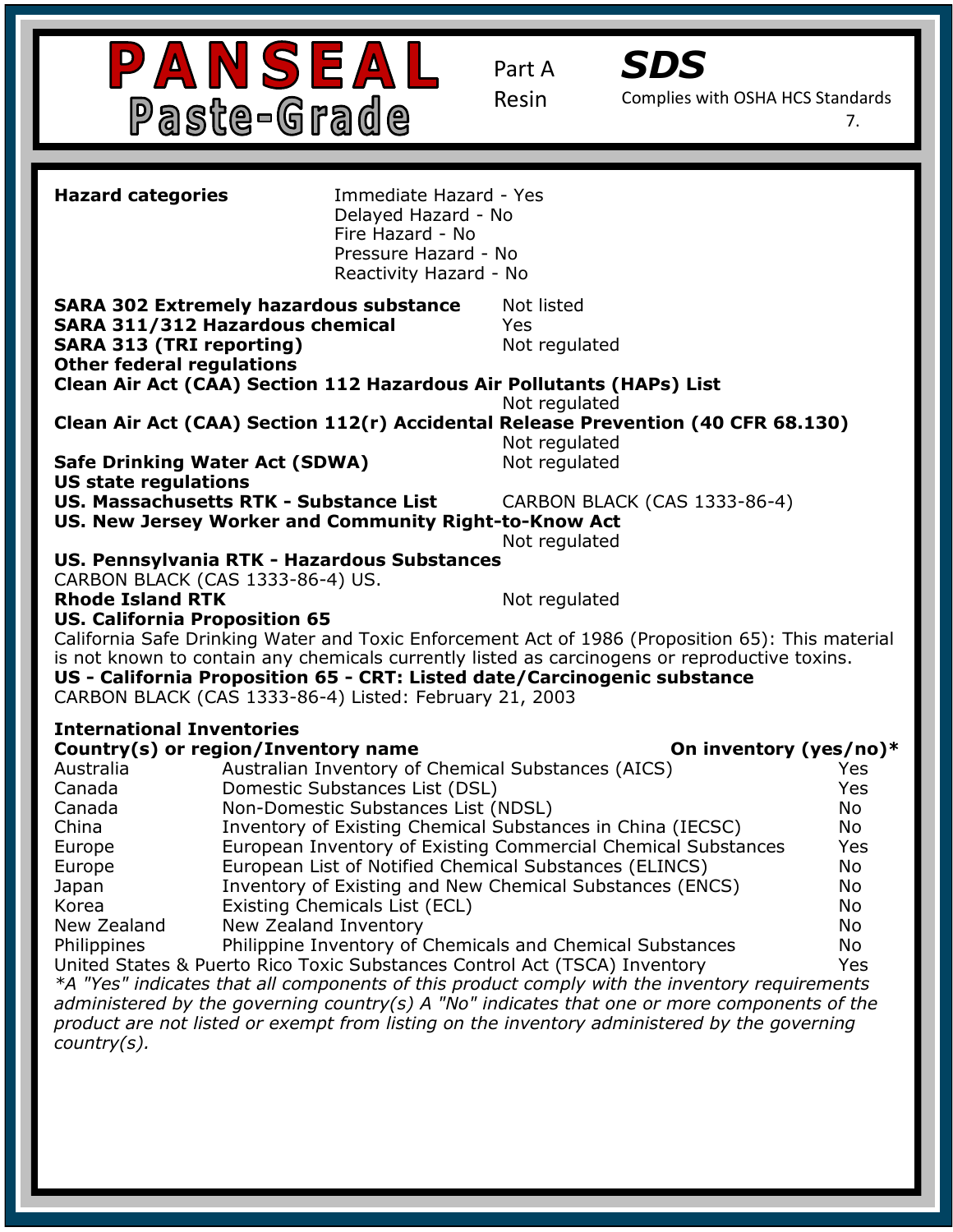**PANSEAL Paste-Grade** Part A Resin **SDS** Complies with OSHA HCS Standards

| | |
|---|---|
| **Hazard categories** | Immediate Hazard - Yes<br>Delayed Hazard - No<br>Fire Hazard - No<br>Pressure Hazard - No<br>Reactivity Hazard - No |

| | |
|---|---|
| **SARA 302 Extremely hazardous substance** | Not listed |
| **SARA 311/312 Hazardous chemical** | Yes |
| **SARA 313 (TRI reporting)** | Not regulated |

**Other federal regulations**

**Clean Air Act (CAA) Section 112 Hazardous Air Pollutants (HAPs) List**
Not regulated

**Clean Air Act (CAA) Section 112(r) Accidental Release Prevention (40 CFR 68.130)**
Not regulated

**Safe Drinking Water Act (SDWA)** Not regulated

**US state regulations**

**US. Massachusetts RTK - Substance List** CARBON BLACK (CAS 1333-86-4)

**US. New Jersey Worker and Community Right-to-Know Act**
Not regulated

**US. Pennsylvania RTK - Hazardous Substances**
CARBON BLACK (CAS 1333-86-4) US.

**Rhode Island RTK** Not regulated

**US. California Proposition 65**
California Safe Drinking Water and Toxic Enforcement Act of 1986 (Proposition 65): This material is not known to contain any chemicals currently listed as carcinogens or reproductive toxins.

**US - California Proposition 65 - CRT: Listed date/Carcinogenic substance**
CARBON BLACK (CAS 1333-86-4) Listed: February 21, 2003

**International Inventories**

| Country(s) or region | Inventory name | On inventory (yes/no)* |
|---|---|---|
| Australia | Australian Inventory of Chemical Substances (AICS) | Yes |
| Canada | Domestic Substances List (DSL) | Yes |
| Canada | Non-Domestic Substances List (NDSL) | No |
| China | Inventory of Existing Chemical Substances in China (IECSC) | No |
| Europe | European Inventory of Existing Commercial Chemical Substances | Yes |
| Europe | European List of Notified Chemical Substances (ELINCS) | No |
| Japan | Inventory of Existing and New Chemical Substances (ENCS) | No |
| Korea | Existing Chemicals List (ECL) | No |
| New Zealand | New Zealand Inventory | No |
| Philippines | Philippine Inventory of Chemicals and Chemical Substances | No |
| United States & Puerto Rico | Toxic Substances Control Act (TSCA) Inventory | Yes |

**A "Yes" indicates that all components of this product comply with the inventory requirements administered by the governing country(s) A "No" indicates that one or more components of the product are not listed or exempt from listing on the inventory administered by the governing country(s).*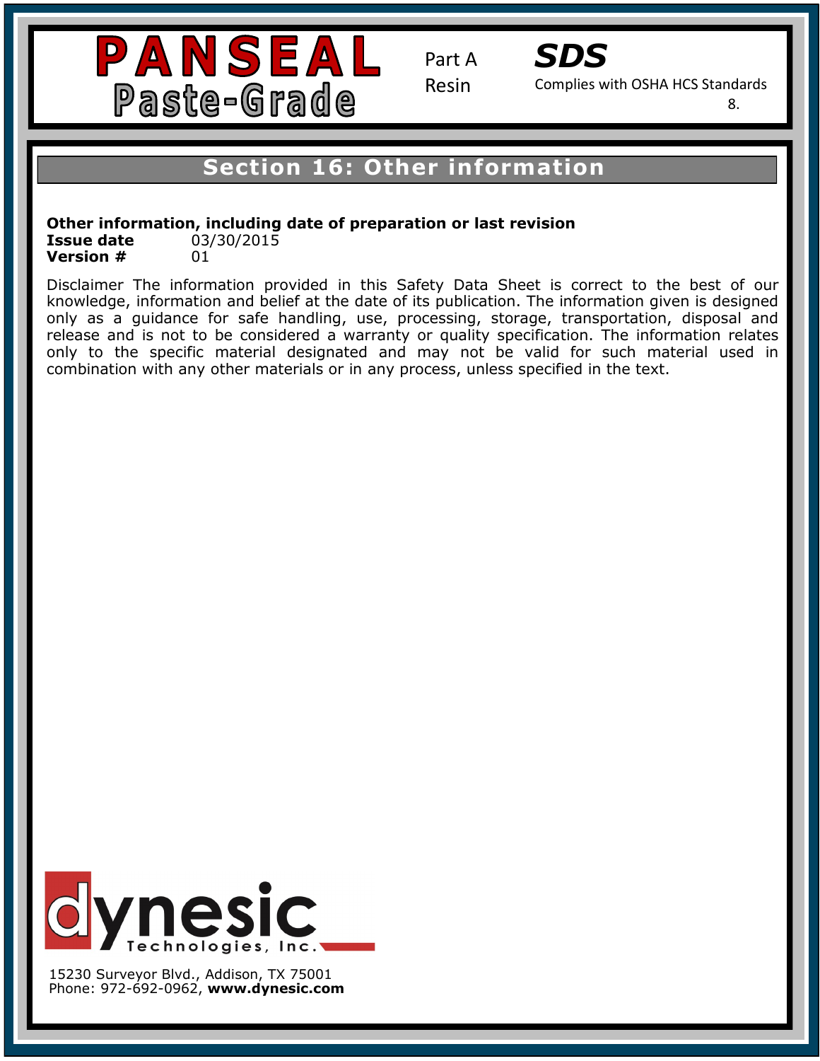## Section 16: Other information

**Other information, including date of preparation or last revision**

**Issue date** 03/30/2015

**Version #** 01

Disclaimer The information provided in this Safety Data Sheet is correct to the best of our knowledge, information and belief at the date of its publication. The information given is designed only as a guidance for safe handling, use, processing, storage, transportation, disposal and release and is not to be considered a warranty or quality specification. The information relates only to the specific material designated and may not be valid for such material used in combination with any other materials or in any process, unless specified in the text.

dynesic Technologies, Inc.

15230 Surveyor Blvd., Addison, TX 75001
Phone: 972-692-0962, **www.dynesic.com**